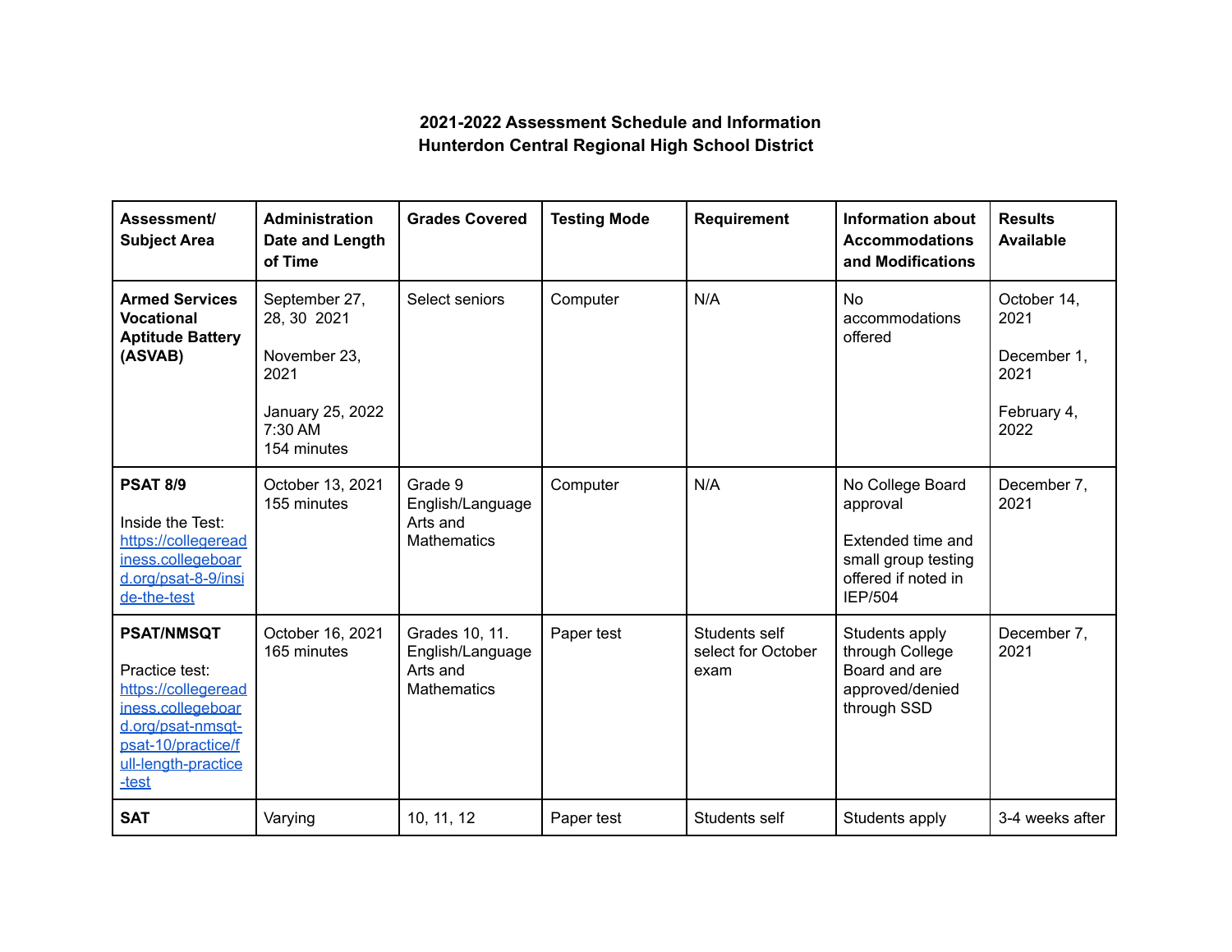# 2021-2022 Assessment Schedule and Information
# Hunterdon Central Regional High School District

| Assessment/ Subject Area | Administration Date and Length of Time | Grades Covered | Testing Mode | Requirement | Information about Accommodations and Modifications | Results Available |
|---|---|---|---|---|---|---|
| **Armed Services Vocational Aptitude Battery (ASVAB)** | September 27, 28, 30 2021<br><br>November 23, 2021<br><br>January 25, 2022<br>7:30 AM<br>154 minutes | Select seniors | Computer | N/A | No accommodations offered | October 14, 2021<br><br>December 1, 2021<br><br>February 4, 2022 |
| **PSAT 8/9**<br><br>Inside the Test: https://collegereadiness.collegeboard.org/psat-8-9/inside-the-test | October 13, 2021<br>155 minutes | Grade 9 English/Language Arts and Mathematics | Computer | N/A | No College Board approval<br><br>Extended time and small group testing offered if noted in IEP/504 | December 7, 2021 |
| **PSAT/NMSQT**<br><br>Practice test: https://collegereadiness.collegeboard.org/psat-nmsqt-psat-10/practice/full-length-practice-test | October 16, 2021<br>165 minutes | Grades 10, 11. English/Language Arts and Mathematics | Paper test | Students self select for October exam | Students apply through College Board and are approved/denied through SSD | December 7, 2021 |
| **SAT** | Varying | 10, 11, 12 | Paper test | Students self | Students apply | 3-4 weeks after |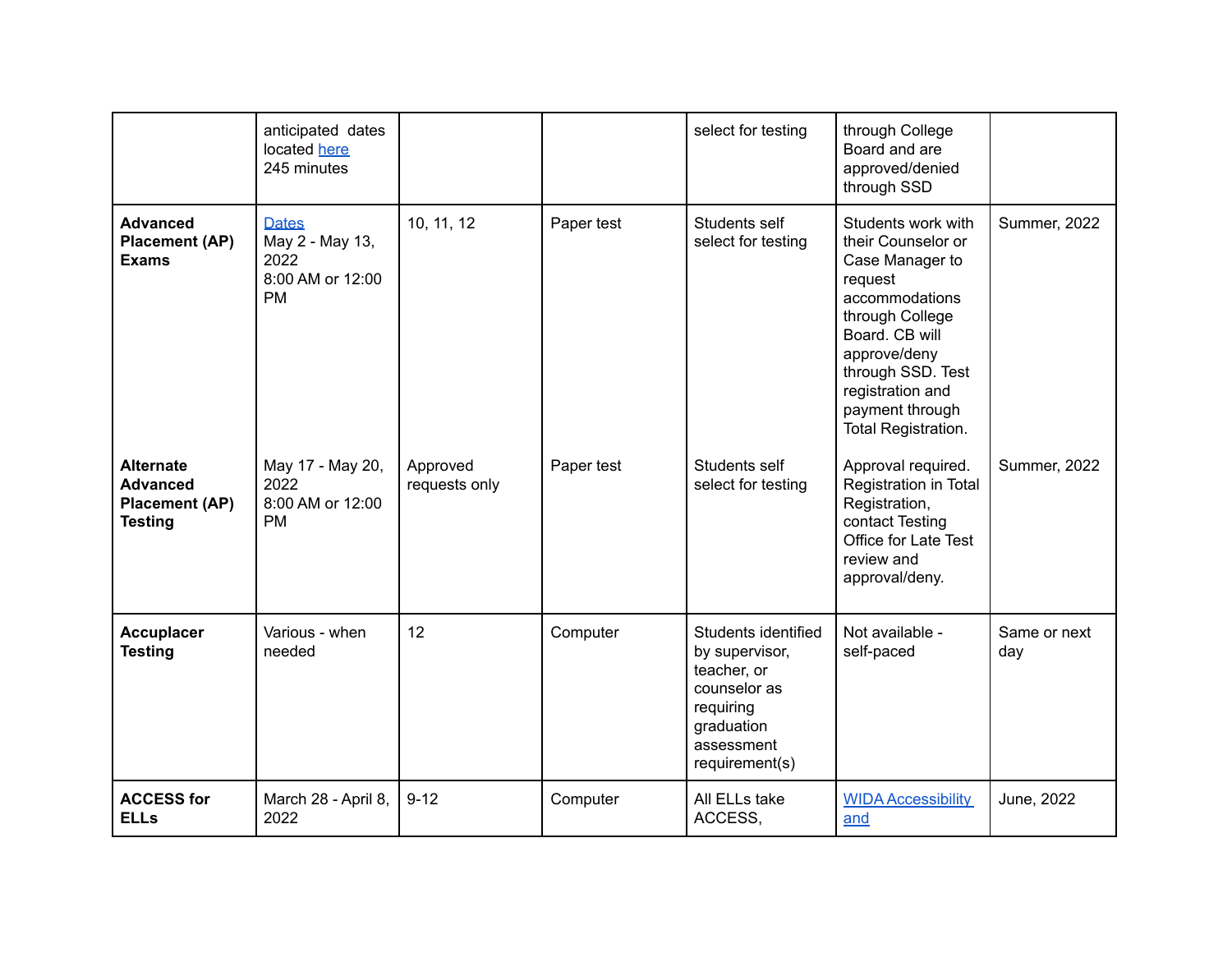| | | | | | | |
|---|---|---|---|---|---|---|
| | anticipated dates located here<br>245 minutes | | | select for testing | through College Board and are approved/denied through SSD | |
| **Advanced Placement (AP) Exams**<br><br>**Alternate Advanced Placement (AP) Testing** | Dates<br>May 2 - May 13, 2022<br>8:00 AM or 12:00 PM<br><br>May 17 - May 20, 2022<br>8:00 AM or 12:00 PM | 10, 11, 12<br><br>Approved requests only | Paper test<br><br>Paper test | Students self select for testing<br><br>Students self select for testing | Students work with their Counselor or Case Manager to request accommodations through College Board. CB will approve/deny through SSD. Test registration and payment through Total Registration.<br><br>Approval required. Registration in Total Registration, contact Testing Office for Late Test review and approval/deny. | Summer, 2022<br><br>Summer, 2022 |
| **Accuplacer Testing** | Various - when needed | 12 | Computer | Students identified by supervisor, teacher, or counselor as requiring graduation assessment requirement(s) | Not available - self-paced | Same or next day |
| **ACCESS for ELLs** | March 28 - April 8, 2022 | 9-12 | Computer | All ELLs take ACCESS, | WIDA Accessibility and | June, 2022 |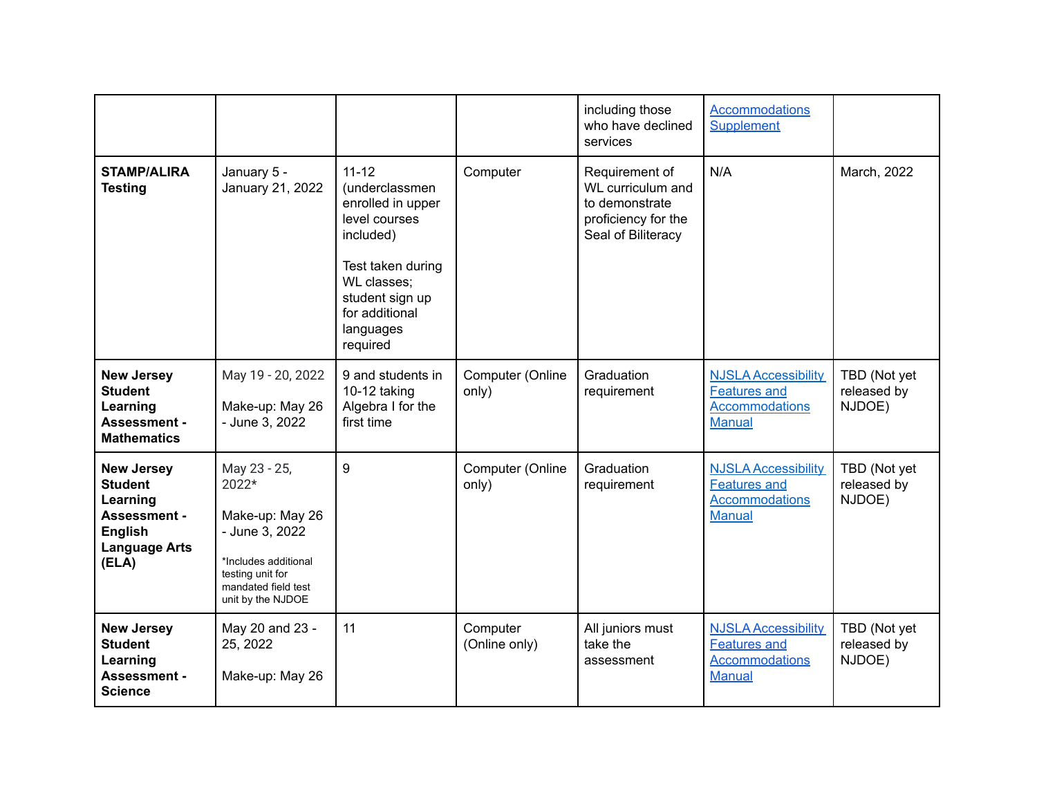| | | | | including those who have declined services | [Accommodations Supplement]() | |
|---|---|---|---|---|---|---|
| **STAMP/ALIRA Testing** | January 5 - January 21, 2022 | 11-12 (underclassmen enrolled in upper level courses included)<br><br>Test taken during WL classes; student sign up for additional languages required | Computer | Requirement of WL curriculum and to demonstrate proficiency for the Seal of Biliteracy | N/A | March, 2022 |
| **New Jersey Student Learning Assessment - Mathematics** | May 19 - 20, 2022<br><br>Make-up: May 26 - June 3, 2022 | 9 and students in 10-12 taking Algebra I for the first time | Computer (Online only) | Graduation requirement | [NJSLA Accessibility Features and Accommodations Manual]() | TBD (Not yet released by NJDOE) |
| **New Jersey Student Learning Assessment - English Language Arts (ELA)** | May 23 - 25, 2022*<br><br>Make-up: May 26 - June 3, 2022<br><br>*Includes additional testing unit for mandated field test unit by the NJDOE | 9 | Computer (Online only) | Graduation requirement | [NJSLA Accessibility Features and Accommodations Manual]() | TBD (Not yet released by NJDOE) |
| **New Jersey Student Learning Assessment - Science** | May 20 and 23 - 25, 2022<br><br>Make-up: May 26 | 11 | Computer (Online only) | All juniors must take the assessment | [NJSLA Accessibility Features and Accommodations Manual]() | TBD (Not yet released by NJDOE) |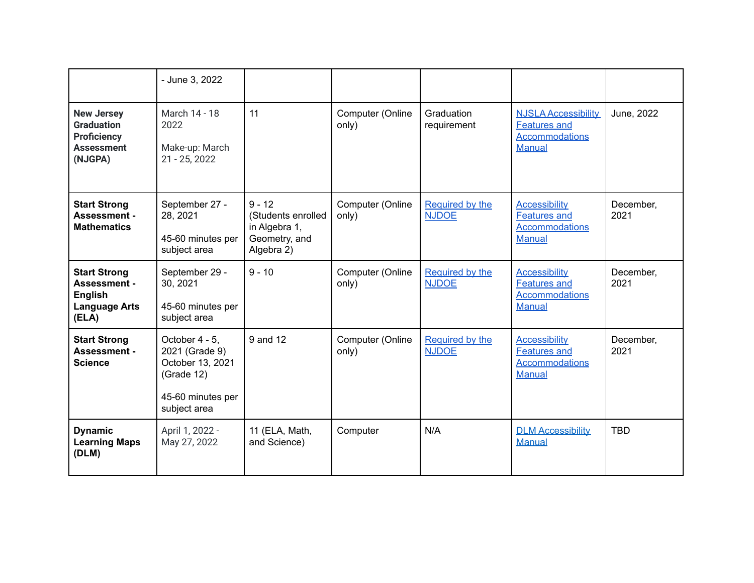| | | | | | | |
|---|---|---|---|---|---|---|
| | - June 3, 2022 | | | | | |
| **New Jersey Graduation Proficiency Assessment (NJGPA)** | March 14 - 18 2022<br><br>Make-up: March 21 - 25, 2022 | 11 | Computer (Online only) | Graduation requirement | NJSLA Accessibility Features and Accommodations Manual | June, 2022 |
| **Start Strong Assessment - Mathematics** | September 27 - 28, 2021<br><br>45-60 minutes per subject area | 9 - 12 (Students enrolled in Algebra 1, Geometry, and Algebra 2) | Computer (Online only) | Required by the NJDOE | Accessibility Features and Accommodations Manual | December, 2021 |
| **Start Strong Assessment - English Language Arts (ELA)** | September 29 - 30, 2021<br><br>45-60 minutes per subject area | 9 - 10 | Computer (Online only) | Required by the NJDOE | Accessibility Features and Accommodations Manual | December, 2021 |
| **Start Strong Assessment - Science** | October 4 - 5, 2021 (Grade 9) October 13, 2021 (Grade 12)<br><br>45-60 minutes per subject area | 9 and 12 | Computer (Online only) | Required by the NJDOE | Accessibility Features and Accommodations Manual | December, 2021 |
| **Dynamic Learning Maps (DLM)** | April 1, 2022 - May 27, 2022 | 11 (ELA, Math, and Science) | Computer | N/A | DLM Accessibility Manual | TBD |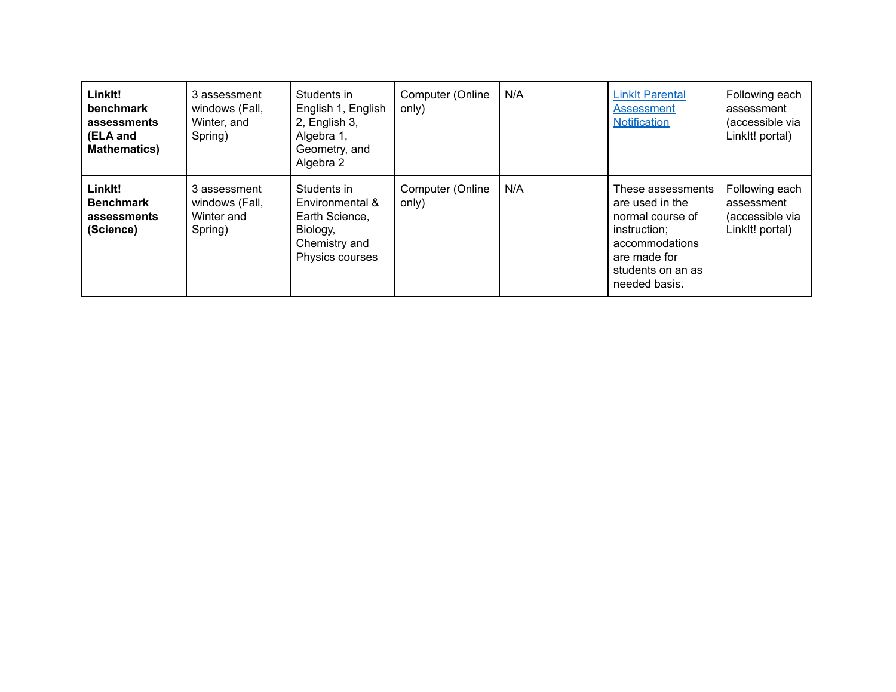| | | | | | | |
|---|---|---|---|---|---|---|
| **LinkIt! benchmark assessments (ELA and Mathematics)** | 3 assessment windows (Fall, Winter, and Spring) | Students in English 1, English 2, English 3, Algebra 1, Geometry, and Algebra 2 | Computer (Online only) | N/A | [LinkIt Parental Assessment Notification]() | Following each assessment (accessible via LinkIt! portal) |
| **LinkIt! Benchmark assessments (Science)** | 3 assessment windows (Fall, Winter and Spring) | Students in Environmental & Earth Science, Biology, Chemistry and Physics courses | Computer (Online only) | N/A | These assessments are used in the normal course of instruction; accommodations are made for students on an as needed basis. | Following each assessment (accessible via LinkIt! portal) |